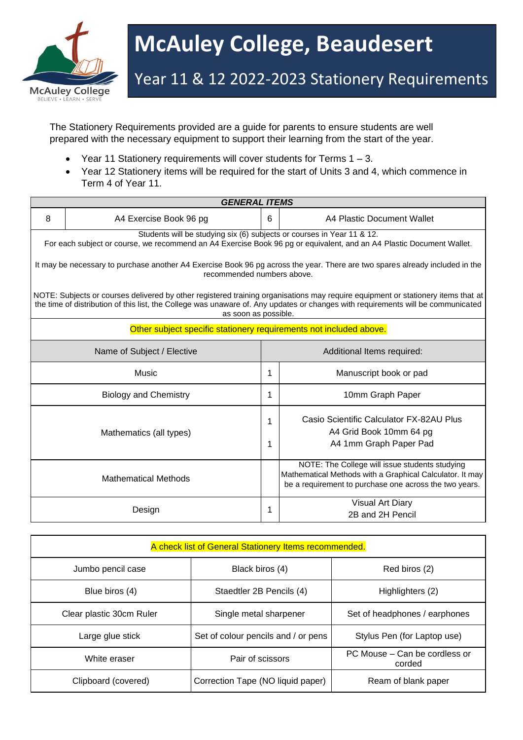# McAuley College, Beaudesert

## Year 11 & 12 2022-2023 Stationery Requirements

The Stationery Requirements provided are a guide for parents to ensure students are well prepared with the necessary equipment to support their learning from the start of the year.

- Year 11 Stationery requirements will cover students for Terms 1 – 3.
- Year 12 Stationery items will be required for the start of Units 3 and 4, which commence in Term 4 of Year 11.

| ***GENERAL ITEMS*** | | | |
|---|---|---|---|
| 8 | A4 Exercise Book 96 pg | 6 | A4 Plastic Document Wallet |

Students will be studying six (6) subjects or courses in Year 11 & 12.
For each subject or course, we recommend an A4 Exercise Book 96 pg or equivalent, and an A4 Plastic Document Wallet.

It may be necessary to purchase another A4 Exercise Book 96 pg across the year. There are two spares already included in the recommended numbers above.

NOTE: Subjects or courses delivered by other registered training organisations may require equipment or stationery items that at the time of distribution of this list, the College was unaware of. Any updates or changes with requirements will be communicated as soon as possible.

Other subject specific stationery requirements not included above.

| Name of Subject / Elective | | Additional Items required: |
|---|---|---|
| Music | 1 | Manuscript book or pad |
| Biology and Chemistry | 1 | 10mm Graph Paper |
| Mathematics (all types) | 1<br>1 | Casio Scientific Calculator FX-82AU Plus<br>A4 Grid Book 10mm 64 pg<br>A4 1mm Graph Paper Pad |
| Mathematical Methods | | NOTE: The College will issue students studying Mathematical Methods with a Graphical Calculator. It may be a requirement to purchase one across the two years. |
| Design | 1 | Visual Art Diary<br>2B and 2H Pencil |

| A check list of General Stationery Items recommended. | | |
|---|---|---|
| Jumbo pencil case | Black biros (4) | Red biros (2) |
| Blue biros (4) | Staedtler 2B Pencils (4) | Highlighters (2) |
| Clear plastic 30cm Ruler | Single metal sharpener | Set of headphones / earphones |
| Large glue stick | Set of colour pencils and / or pens | Stylus Pen (for Laptop use) |
| White eraser | Pair of scissors | PC Mouse – Can be cordless or corded |
| Clipboard (covered) | Correction Tape (NO liquid paper) | Ream of blank paper |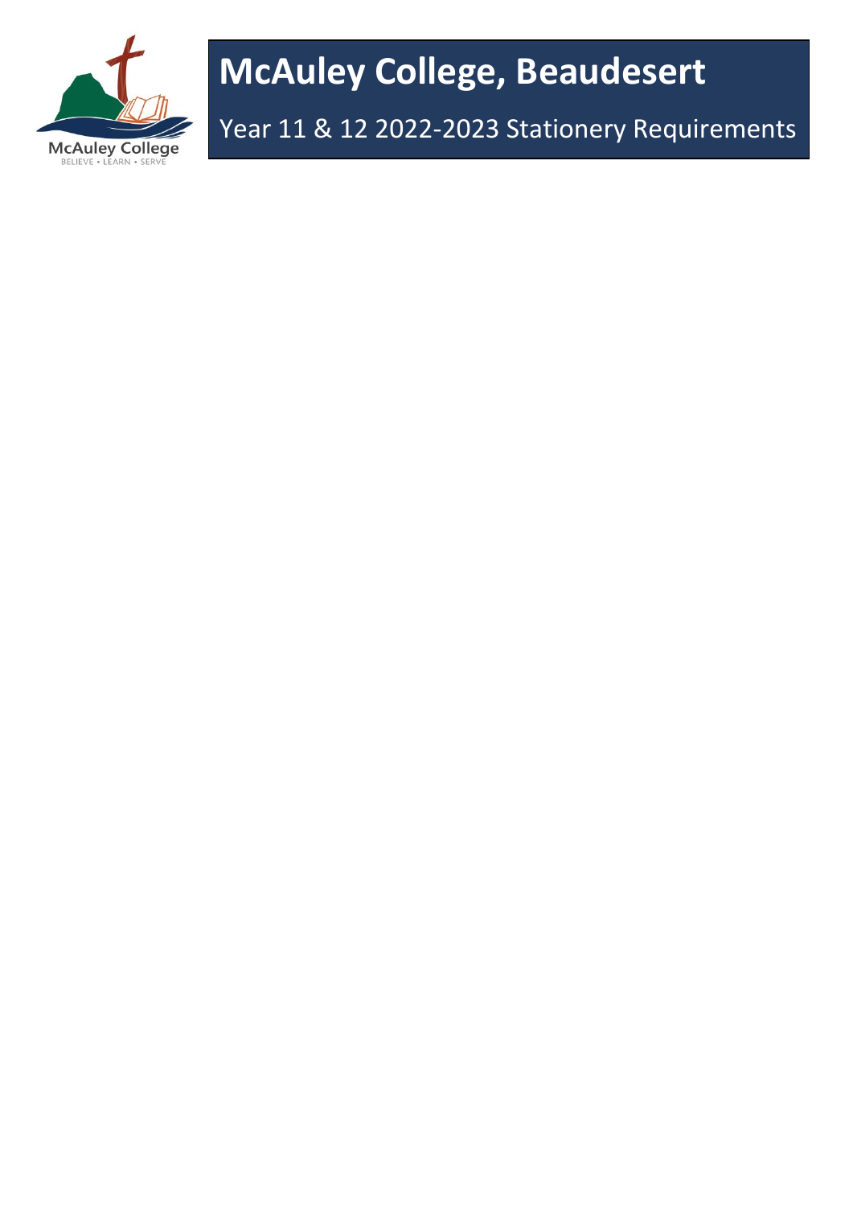# McAuley College, Beaudesert

Year 11 & 12 2022-2023 Stationery Requirements